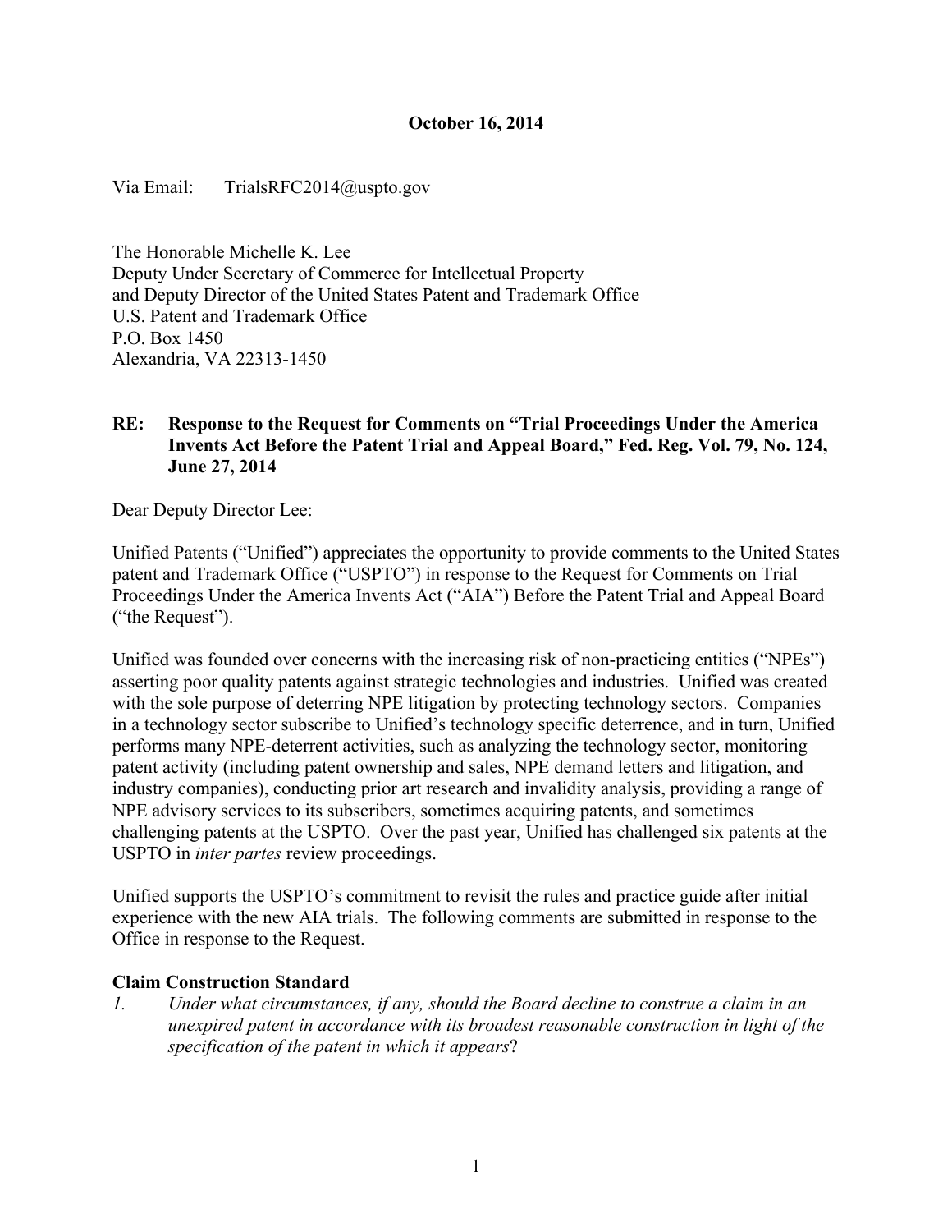**October 16, 2014**

Via Email: TrialsRFC2014@uspto.gov

The Honorable Michelle K. Lee
Deputy Under Secretary of Commerce for Intellectual Property
and Deputy Director of the United States Patent and Trademark Office
U.S. Patent and Trademark Office
P.O. Box 1450
Alexandria, VA 22313-1450

**RE: Response to the Request for Comments on "Trial Proceedings Under the America Invents Act Before the Patent Trial and Appeal Board," Fed. Reg. Vol. 79, No. 124, June 27, 2014**

Dear Deputy Director Lee:

Unified Patents ("Unified") appreciates the opportunity to provide comments to the United States patent and Trademark Office ("USPTO") in response to the Request for Comments on Trial Proceedings Under the America Invents Act ("AIA") Before the Patent Trial and Appeal Board ("the Request").

Unified was founded over concerns with the increasing risk of non-practicing entities ("NPEs") asserting poor quality patents against strategic technologies and industries. Unified was created with the sole purpose of deterring NPE litigation by protecting technology sectors. Companies in a technology sector subscribe to Unified's technology specific deterrence, and in turn, Unified performs many NPE-deterrent activities, such as analyzing the technology sector, monitoring patent activity (including patent ownership and sales, NPE demand letters and litigation, and industry companies), conducting prior art research and invalidity analysis, providing a range of NPE advisory services to its subscribers, sometimes acquiring patents, and sometimes challenging patents at the USPTO. Over the past year, Unified has challenged six patents at the USPTO in *inter partes* review proceedings.

Unified supports the USPTO's commitment to revisit the rules and practice guide after initial experience with the new AIA trials. The following comments are submitted in response to the Office in response to the Request.

**<u>Claim Construction Standard</u>**

1. *Under what circumstances, if any, should the Board decline to construe a claim in an unexpired patent in accordance with its broadest reasonable construction in light of the specification of the patent in which it appears*?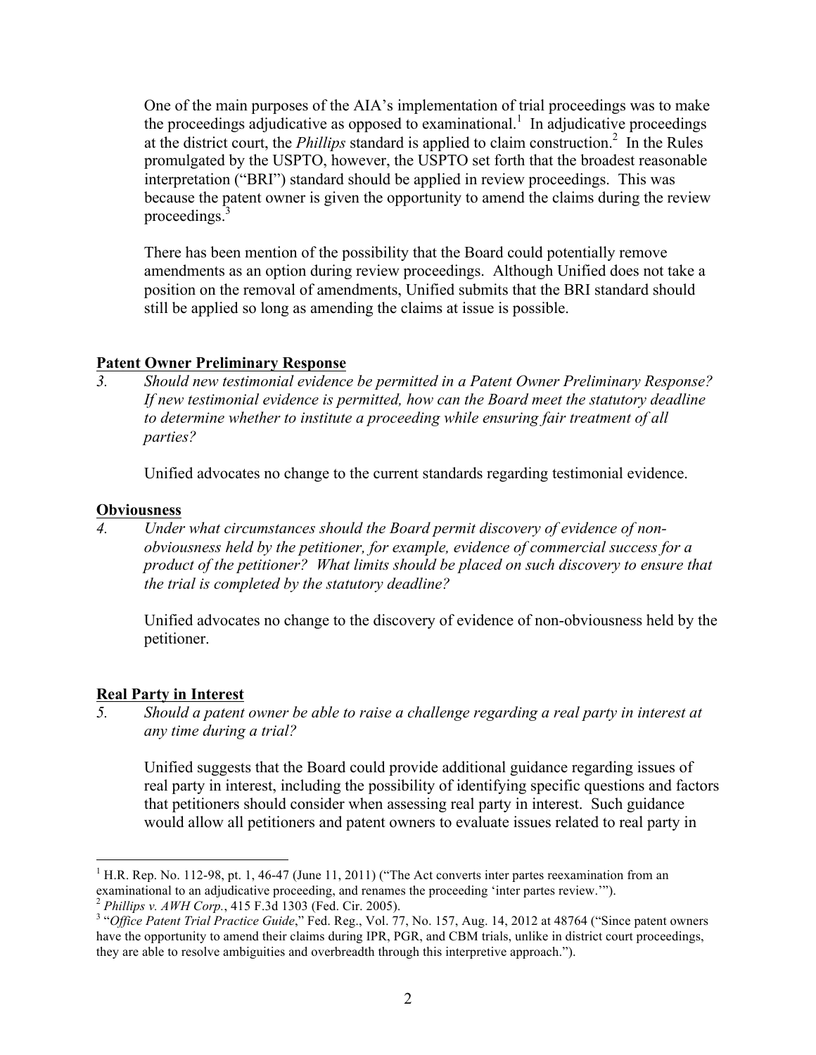One of the main purposes of the AIA's implementation of trial proceedings was to make the proceedings adjudicative as opposed to examinational.[1] In adjudicative proceedings at the district court, the *Phillips* standard is applied to claim construction.[2] In the Rules promulgated by the USPTO, however, the USPTO set forth that the broadest reasonable interpretation ("BRI") standard should be applied in review proceedings. This was because the patent owner is given the opportunity to amend the claims during the review proceedings.[3]

There has been mention of the possibility that the Board could potentially remove amendments as an option during review proceedings. Although Unified does not take a position on the removal of amendments, Unified submits that the BRI standard should still be applied so long as amending the claims at issue is possible.

**Patent Owner Preliminary Response**

3. *Should new testimonial evidence be permitted in a Patent Owner Preliminary Response? If new testimonial evidence is permitted, how can the Board meet the statutory deadline to determine whether to institute a proceeding while ensuring fair treatment of all parties?*

   Unified advocates no change to the current standards regarding testimonial evidence.

**Obviousness**

4. *Under what circumstances should the Board permit discovery of evidence of non-obviousness held by the petitioner, for example, evidence of commercial success for a product of the petitioner? What limits should be placed on such discovery to ensure that the trial is completed by the statutory deadline?*

   Unified advocates no change to the discovery of evidence of non-obviousness held by the petitioner.

**Real Party in Interest**

5. *Should a patent owner be able to raise a challenge regarding a real party in interest at any time during a trial?*

   Unified suggests that the Board could provide additional guidance regarding issues of real party in interest, including the possibility of identifying specific questions and factors that petitioners should consider when assessing real party in interest. Such guidance would allow all petitioners and patent owners to evaluate issues related to real party in

---

[1] H.R. Rep. No. 112-98, pt. 1, 46-47 (June 11, 2011) ("The Act converts inter partes reexamination from an examinational to an adjudicative proceeding, and renames the proceeding 'inter partes review.'").

[2] *Phillips v. AWH Corp.*, 415 F.3d 1303 (Fed. Cir. 2005).

[3] "*Office Patent Trial Practice Guide*," Fed. Reg., Vol. 77, No. 157, Aug. 14, 2012 at 48764 ("Since patent owners have the opportunity to amend their claims during IPR, PGR, and CBM trials, unlike in district court proceedings, they are able to resolve ambiguities and overbreadth through this interpretive approach.").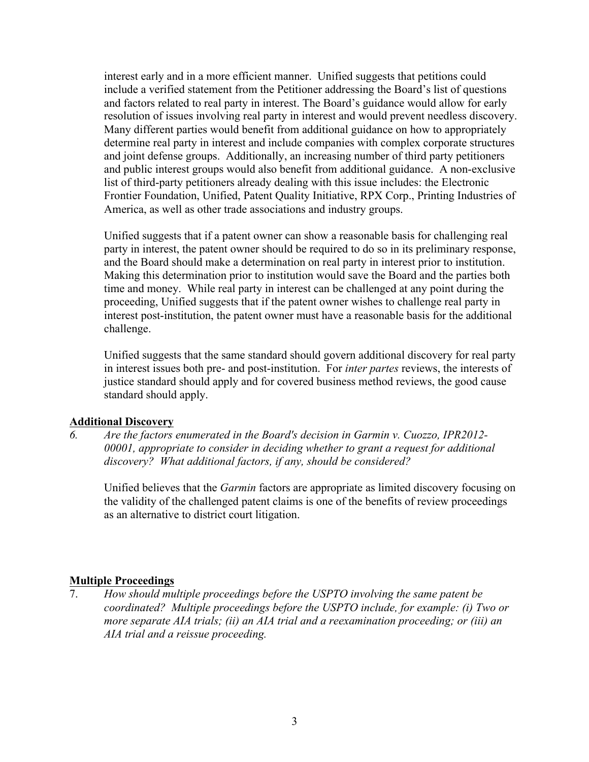interest early and in a more efficient manner. Unified suggests that petitions could include a verified statement from the Petitioner addressing the Board's list of questions and factors related to real party in interest. The Board's guidance would allow for early resolution of issues involving real party in interest and would prevent needless discovery. Many different parties would benefit from additional guidance on how to appropriately determine real party in interest and include companies with complex corporate structures and joint defense groups. Additionally, an increasing number of third party petitioners and public interest groups would also benefit from additional guidance. A non-exclusive list of third-party petitioners already dealing with this issue includes: the Electronic Frontier Foundation, Unified, Patent Quality Initiative, RPX Corp., Printing Industries of America, as well as other trade associations and industry groups.

Unified suggests that if a patent owner can show a reasonable basis for challenging real party in interest, the patent owner should be required to do so in its preliminary response, and the Board should make a determination on real party in interest prior to institution. Making this determination prior to institution would save the Board and the parties both time and money. While real party in interest can be challenged at any point during the proceeding, Unified suggests that if the patent owner wishes to challenge real party in interest post-institution, the patent owner must have a reasonable basis for the additional challenge.

Unified suggests that the same standard should govern additional discovery for real party in interest issues both pre- and post-institution. For *inter partes* reviews, the interests of justice standard should apply and for covered business method reviews, the good cause standard should apply.

**Additional Discovery**

6. *Are the factors enumerated in the Board's decision in Garmin v. Cuozzo, IPR2012-00001, appropriate to consider in deciding whether to grant a request for additional discovery? What additional factors, if any, should be considered?*

Unified believes that the *Garmin* factors are appropriate as limited discovery focusing on the validity of the challenged patent claims is one of the benefits of review proceedings as an alternative to district court litigation.

**Multiple Proceedings**

7. *How should multiple proceedings before the USPTO involving the same patent be coordinated? Multiple proceedings before the USPTO include, for example: (i) Two or more separate AIA trials; (ii) an AIA trial and a reexamination proceeding; or (iii) an AIA trial and a reissue proceeding.*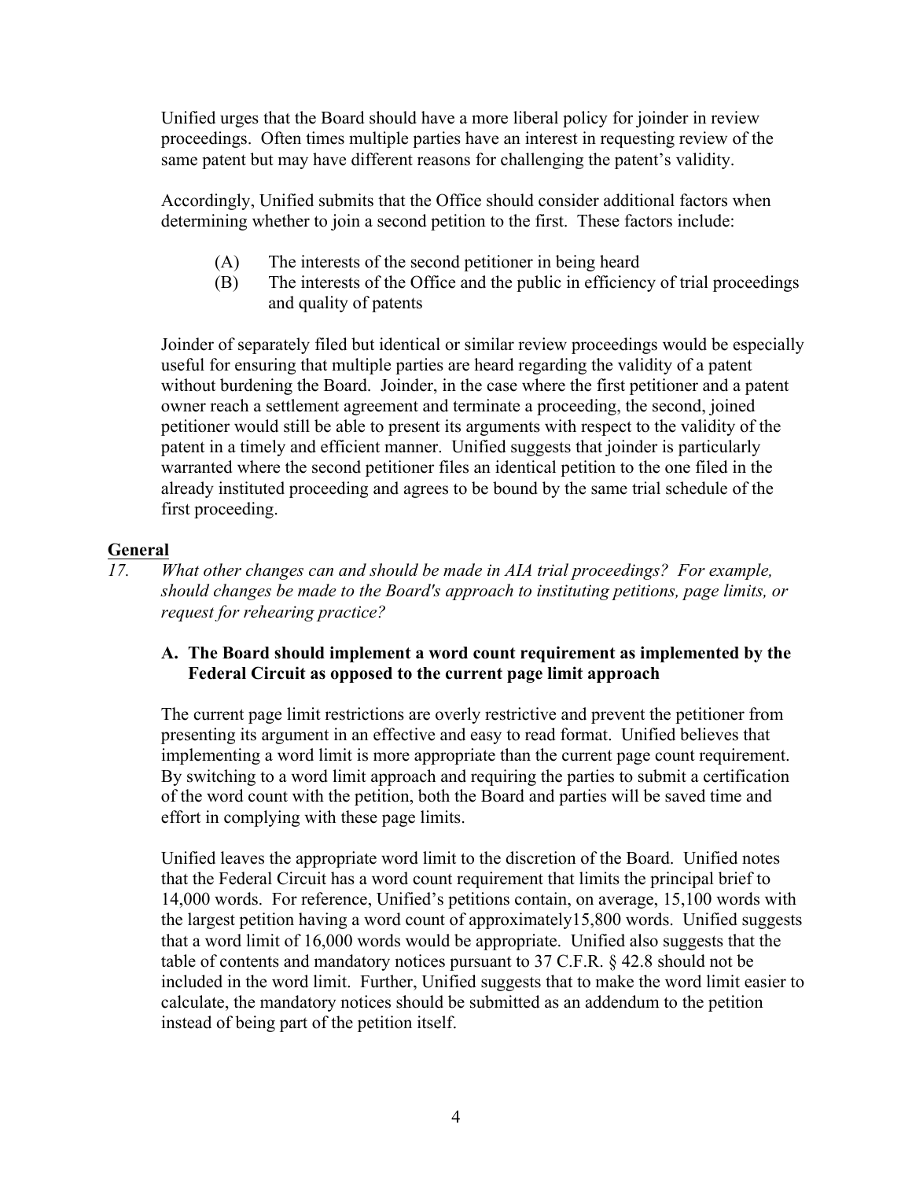Unified urges that the Board should have a more liberal policy for joinder in review proceedings. Often times multiple parties have an interest in requesting review of the same patent but may have different reasons for challenging the patent's validity.

Accordingly, Unified submits that the Office should consider additional factors when determining whether to join a second petition to the first. These factors include:

(A) The interests of the second petitioner in being heard

(B) The interests of the Office and the public in efficiency of trial proceedings and quality of patents

Joinder of separately filed but identical or similar review proceedings would be especially useful for ensuring that multiple parties are heard regarding the validity of a patent without burdening the Board. Joinder, in the case where the first petitioner and a patent owner reach a settlement agreement and terminate a proceeding, the second, joined petitioner would still be able to present its arguments with respect to the validity of the patent in a timely and efficient manner. Unified suggests that joinder is particularly warranted where the second petitioner files an identical petition to the one filed in the already instituted proceeding and agrees to be bound by the same trial schedule of the first proceeding.

## General

*17. What other changes can and should be made in AIA trial proceedings? For example, should changes be made to the Board's approach to instituting petitions, page limits, or request for rehearing practice?*

### A. The Board should implement a word count requirement as implemented by the Federal Circuit as opposed to the current page limit approach

The current page limit restrictions are overly restrictive and prevent the petitioner from presenting its argument in an effective and easy to read format. Unified believes that implementing a word limit is more appropriate than the current page count requirement. By switching to a word limit approach and requiring the parties to submit a certification of the word count with the petition, both the Board and parties will be saved time and effort in complying with these page limits.

Unified leaves the appropriate word limit to the discretion of the Board. Unified notes that the Federal Circuit has a word count requirement that limits the principal brief to 14,000 words. For reference, Unified's petitions contain, on average, 15,100 words with the largest petition having a word count of approximately15,800 words. Unified suggests that a word limit of 16,000 words would be appropriate. Unified also suggests that the table of contents and mandatory notices pursuant to 37 C.F.R. § 42.8 should not be included in the word limit. Further, Unified suggests that to make the word limit easier to calculate, the mandatory notices should be submitted as an addendum to the petition instead of being part of the petition itself.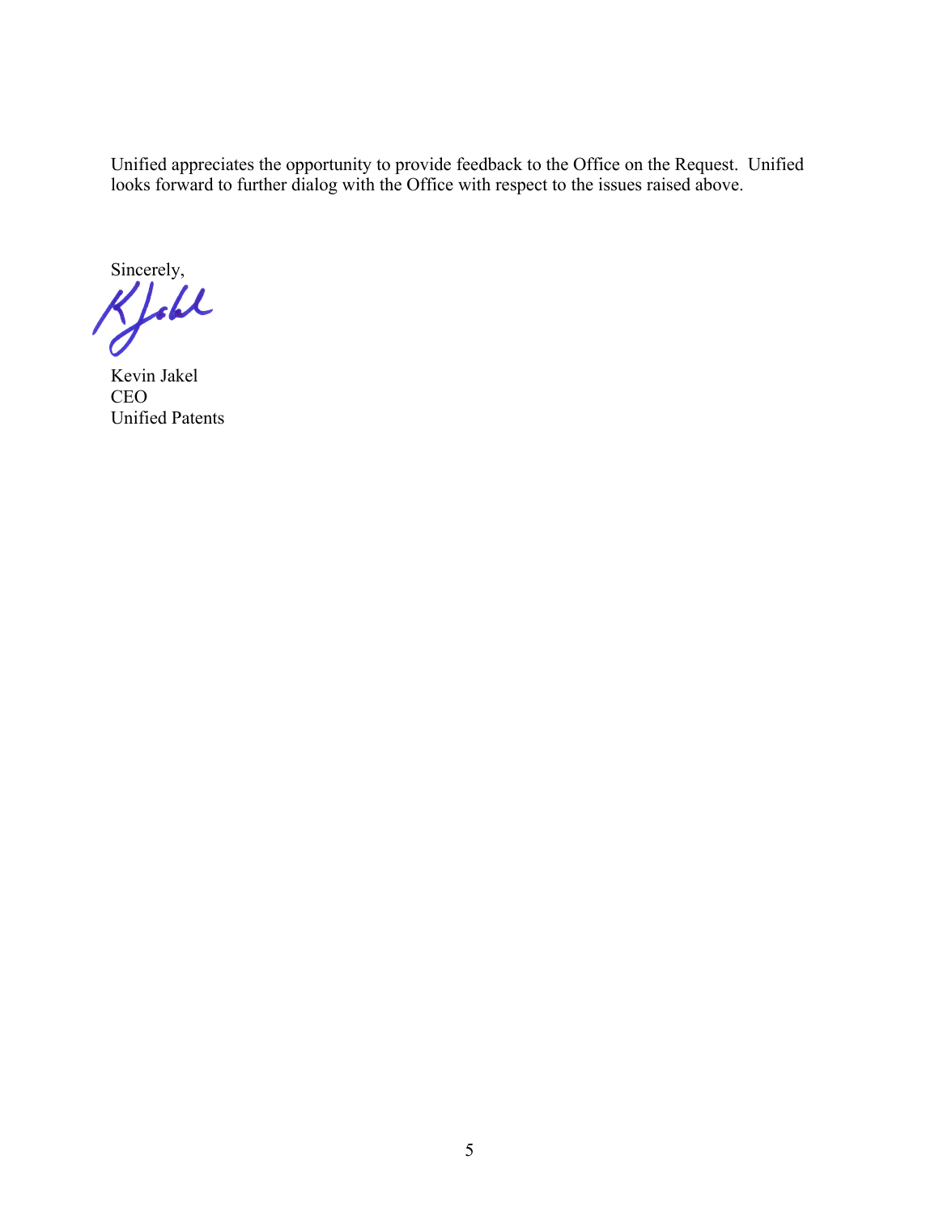Unified appreciates the opportunity to provide feedback to the Office on the Request. Unified looks forward to further dialog with the Office with respect to the issues raised above.

Sincerely,

Kevin Jakel
CEO
Unified Patents